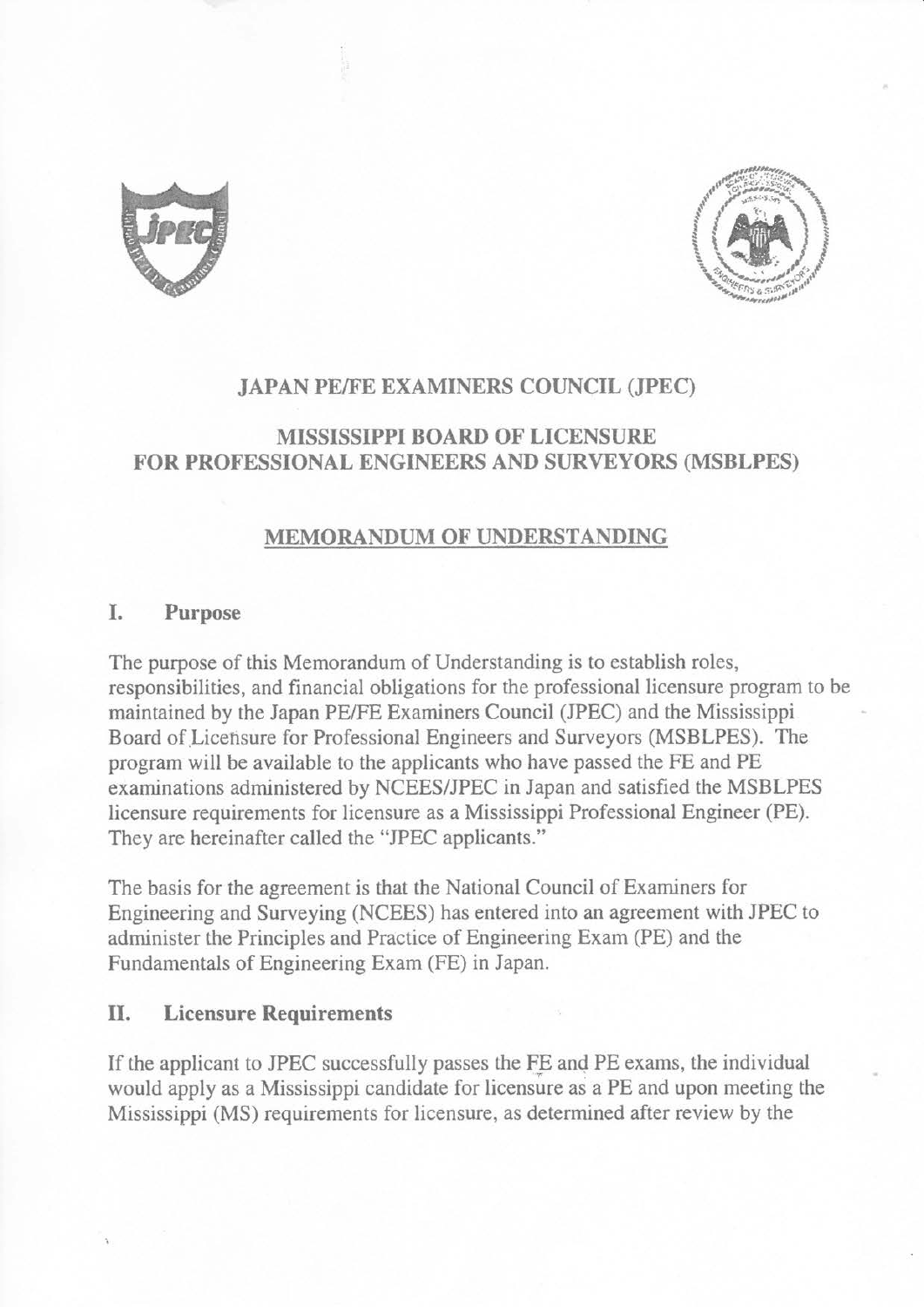# JAPAN PE/FE EXAMINERS COUNCIL (JPEC)

# MISSISSIPPI BOARD OF LICENSURE FOR PROFESSIONAL ENGINEERS AND SURVEYORS (MSBLPES)

## MEMORANDUM OF UNDERSTANDING

### I. Purpose

The purpose of this Memorandum of Understanding is to establish roles, responsibilities, and financial obligations for the professional licensure program to be maintained by the Japan PE/FE Examiners Council (JPEC) and the Mississippi Board of Licensure for Professional Engineers and Surveyors (MSBLPES). The program will be available to the applicants who have passed the FE and PE examinations administered by NCEES/JPEC in Japan and satisfied the MSBLPES licensure requirements for licensure as a Mississippi Professional Engineer (PE). They are hereinafter called the "JPEC applicants."

The basis for the agreement is that the National Council of Examiners for Engineering and Surveying (NCEES) has entered into an agreement with JPEC to administer the Principles and Practice of Engineering Exam (PE) and the Fundamentals of Engineering Exam (FE) in Japan.

### II. Licensure Requirements

If the applicant to JPEC successfully passes the FE and PE exams, the individual would apply as a Mississippi candidate for licensure as a PE and upon meeting the Mississippi (MS) requirements for licensure, as determined after review by the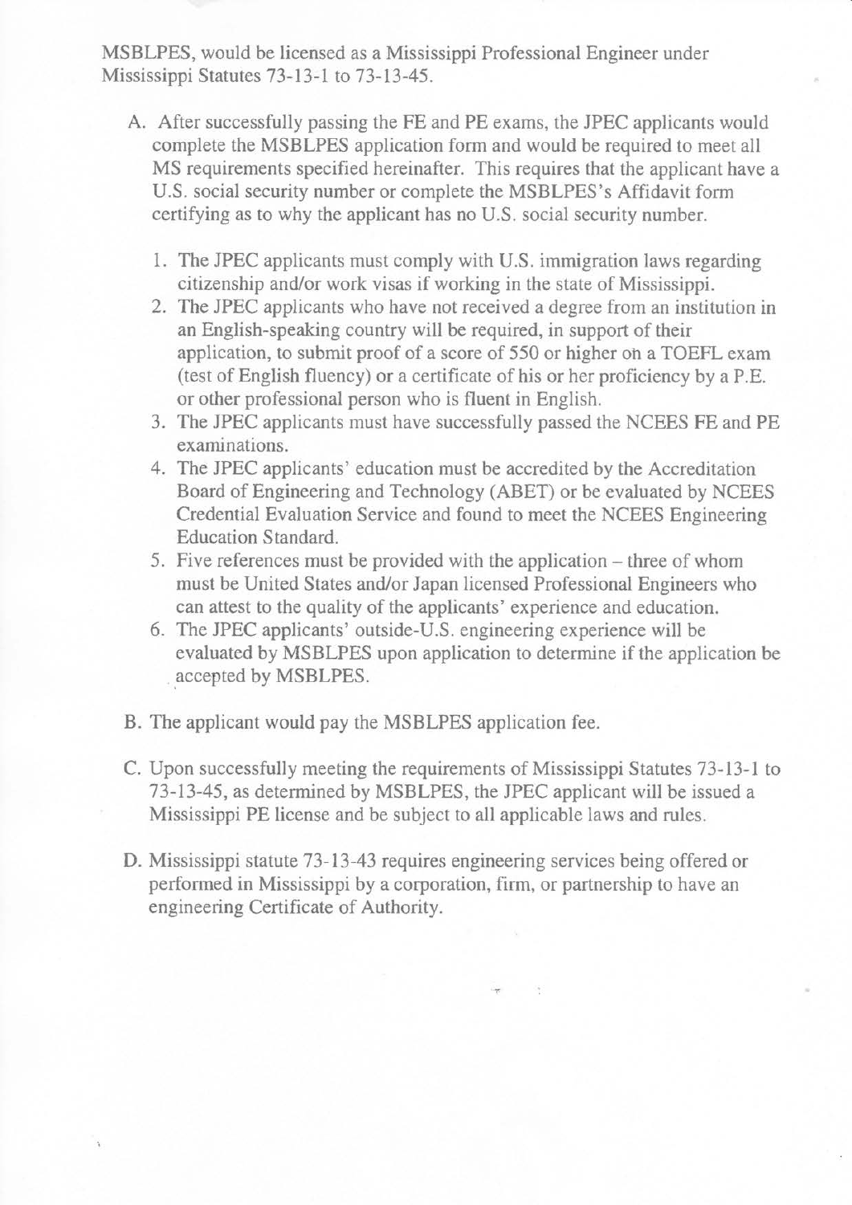MSBLPES, would be licensed as a Mississippi Professional Engineer under Mississippi Statutes 73-13-1 to 73-13-45.

A. After successfully passing the FE and PE exams, the JPEC applicants would complete the MSBLPES application form and would be required to meet all MS requirements specified hereinafter. This requires that the applicant have a U.S. social security number or complete the MSBLPES's Affidavit form certifying as to why the applicant has no U.S. social security number.

   1. The JPEC applicants must comply with U.S. immigration laws regarding citizenship and/or work visas if working in the state of Mississippi.
   2. The JPEC applicants who have not received a degree from an institution in an English-speaking country will be required, in support of their application, to submit proof of a score of 550 or higher on a TOEFL exam (test of English fluency) or a certificate of his or her proficiency by a P.E. or other professional person who is fluent in English.
   3. The JPEC applicants must have successfully passed the NCEES FE and PE examinations.
   4. The JPEC applicants' education must be accredited by the Accreditation Board of Engineering and Technology (ABET) or be evaluated by NCEES Credential Evaluation Service and found to meet the NCEES Engineering Education Standard.
   5. Five references must be provided with the application – three of whom must be United States and/or Japan licensed Professional Engineers who can attest to the quality of the applicants' experience and education.
   6. The JPEC applicants' outside-U.S. engineering experience will be evaluated by MSBLPES upon application to determine if the application be accepted by MSBLPES.

B. The applicant would pay the MSBLPES application fee.

C. Upon successfully meeting the requirements of Mississippi Statutes 73-13-1 to 73-13-45, as determined by MSBLPES, the JPEC applicant will be issued a Mississippi PE license and be subject to all applicable laws and rules.

D. Mississippi statute 73-13-43 requires engineering services being offered or performed in Mississippi by a corporation, firm, or partnership to have an engineering Certificate of Authority.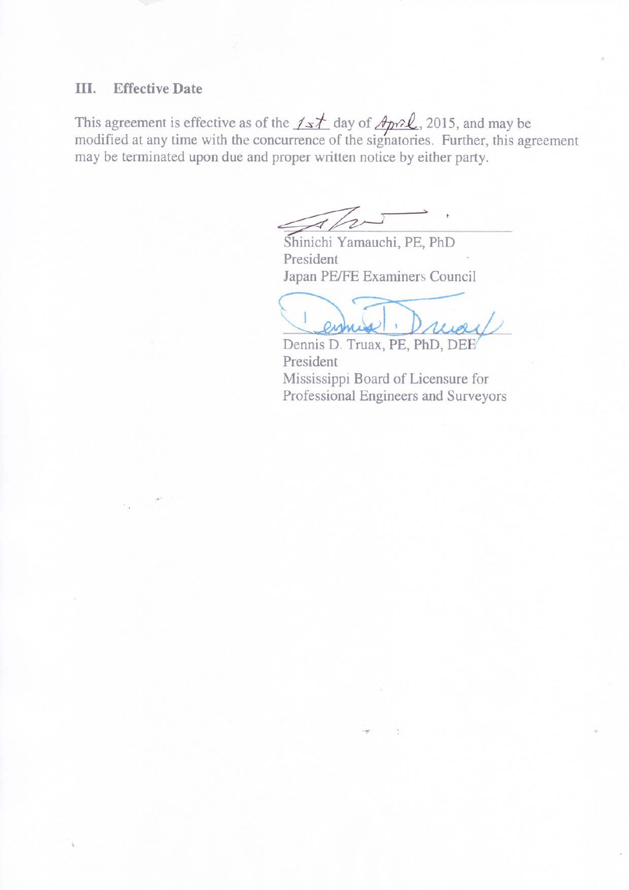## III. Effective Date

This agreement is effective as of the 1st day of April, 2015, and may be modified at any time with the concurrence of the signatories. Further, this agreement may be terminated upon due and proper written notice by either party.

Shinichi Yamauchi, PE, PhD
President
Japan PE/FE Examiners Council

Dennis D. Truax, PE, PhD, DEE
President
Mississippi Board of Licensure for Professional Engineers and Surveyors